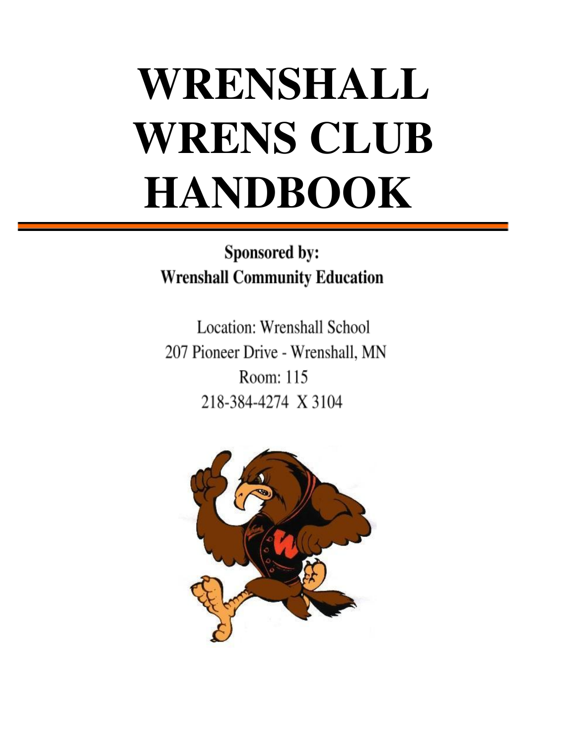# WRENSHALL WRENS CLUB HANDBOOK

**Sponsored by:**
**Wrenshall Community Education**

Location: Wrenshall School
207 Pioneer Drive - Wrenshall, MN
Room: 115
218-384-4274 X 3104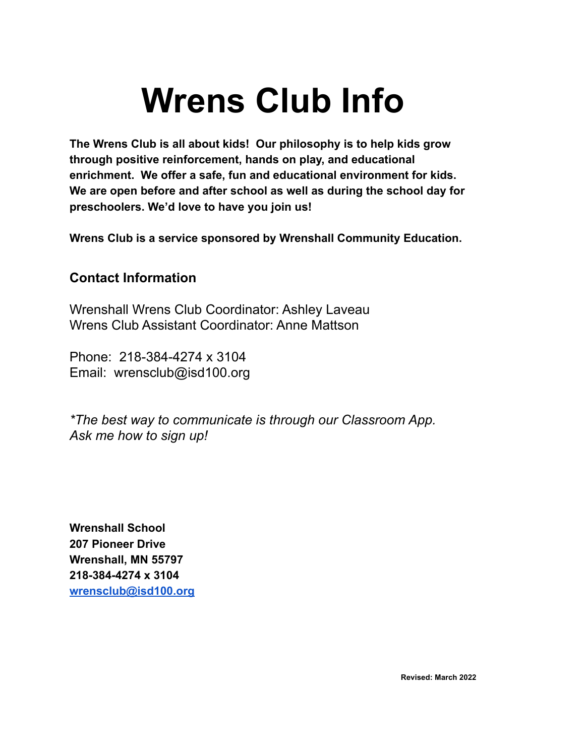# Wrens Club Info

**The Wrens Club is all about kids! Our philosophy is to help kids grow through positive reinforcement, hands on play, and educational enrichment. We offer a safe, fun and educational environment for kids. We are open before and after school as well as during the school day for preschoolers. We'd love to have you join us!**

**Wrens Club is a service sponsored by Wrenshall Community Education.**

### Contact Information

Wrenshall Wrens Club Coordinator: Ashley Laveau
Wrens Club Assistant Coordinator: Anne Mattson

Phone: 218-384-4274 x 3104
Email: wrensclub@isd100.org

*\*The best way to communicate is through our Classroom App. Ask me how to sign up!*

**Wrenshall School**
**207 Pioneer Drive**
**Wrenshall, MN 55797**
**218-384-4274 x 3104**
**wrensclub@isd100.org**

**Revised: March 2022**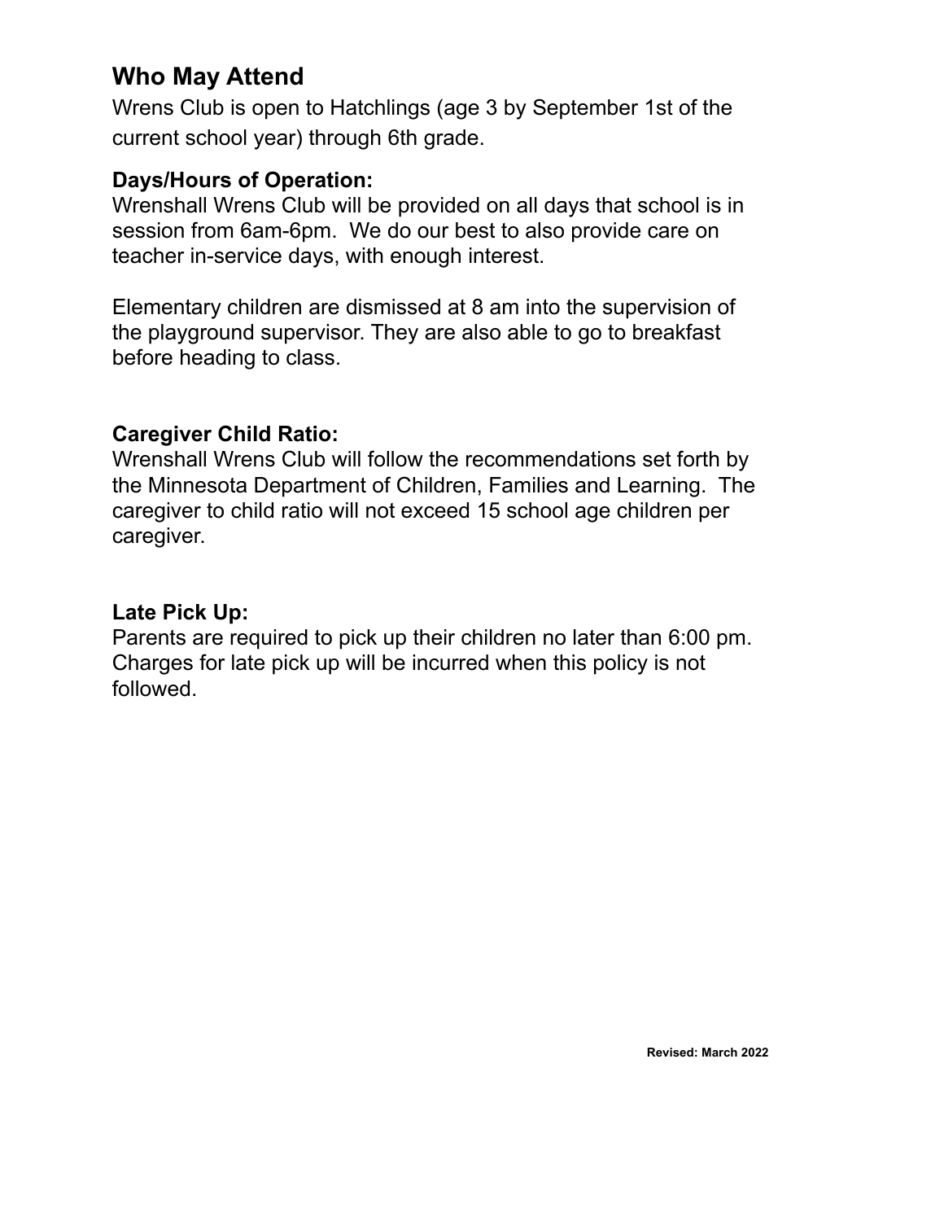## Who May Attend

Wrens Club is open to Hatchlings (age 3 by September 1st of the current school year) through 6th grade.

**Days/Hours of Operation:**

Wrenshall Wrens Club will be provided on all days that school is in session from 6am-6pm. We do our best to also provide care on teacher in-service days, with enough interest.

Elementary children are dismissed at 8 am into the supervision of the playground supervisor. They are also able to go to breakfast before heading to class.

**Caregiver Child Ratio:**

Wrenshall Wrens Club will follow the recommendations set forth by the Minnesota Department of Children, Families and Learning. The caregiver to child ratio will not exceed 15 school age children per caregiver.

**Late Pick Up:**

Parents are required to pick up their children no later than 6:00 pm. Charges for late pick up will be incurred when this policy is not followed.

**Revised: March 2022**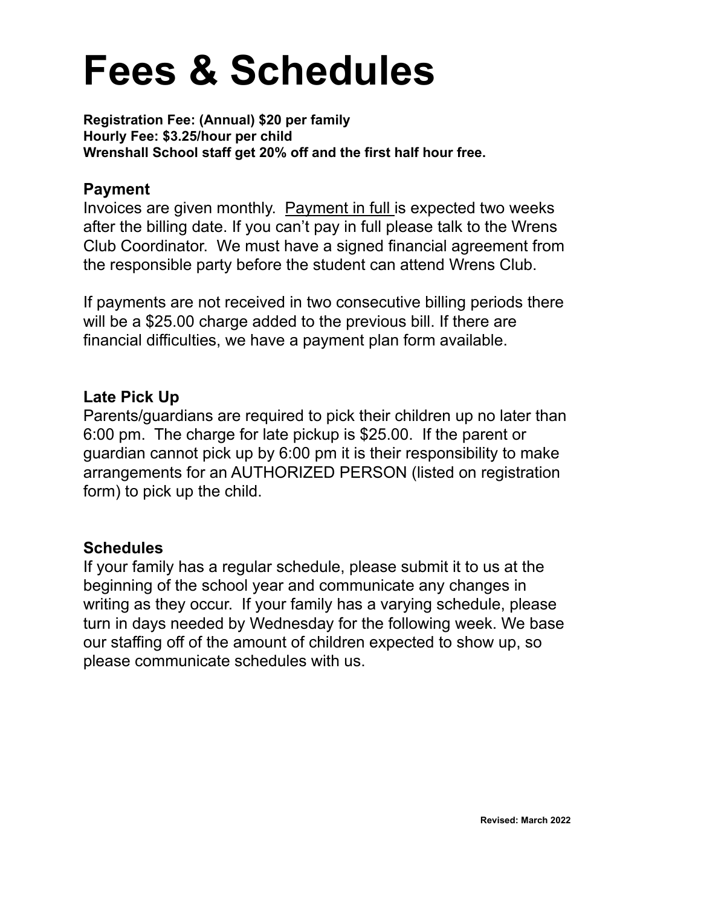# Fees & Schedules

**Registration Fee: (Annual) $20 per family**
**Hourly Fee: $3.25/hour per child**
**Wrenshall School staff get 20% off and the first half hour free.**

### Payment

Invoices are given monthly. <u>Payment in full</u> is expected two weeks after the billing date. If you can't pay in full please talk to the Wrens Club Coordinator. We must have a signed financial agreement from the responsible party before the student can attend Wrens Club.

If payments are not received in two consecutive billing periods there will be a $25.00 charge added to the previous bill. If there are financial difficulties, we have a payment plan form available.

### Late Pick Up

Parents/guardians are required to pick their children up no later than 6:00 pm. The charge for late pickup is $25.00. If the parent or guardian cannot pick up by 6:00 pm it is their responsibility to make arrangements for an AUTHORIZED PERSON (listed on registration form) to pick up the child.

### Schedules

If your family has a regular schedule, please submit it to us at the beginning of the school year and communicate any changes in writing as they occur. If your family has a varying schedule, please turn in days needed by Wednesday for the following week. We base our staffing off of the amount of children expected to show up, so please communicate schedules with us.

**Revised: March 2022**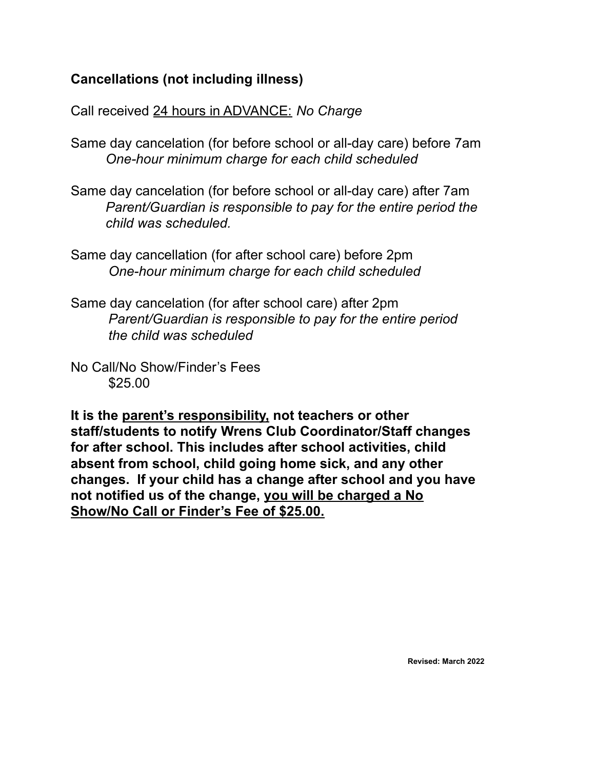**Cancellations (not including illness)**

Call received <u>24 hours in ADVANCE:</u> *No Charge*

Same day cancelation (for before school or all-day care) before 7am
*One-hour minimum charge for each child scheduled*

Same day cancelation (for before school or all-day care) after 7am
*Parent/Guardian is responsible to pay for the entire period the child was scheduled.*

Same day cancellation (for after school care) before 2pm
*One-hour minimum charge for each child scheduled*

Same day cancelation (for after school care) after 2pm
*Parent/Guardian is responsible to pay for the entire period the child was scheduled*

No Call/No Show/Finder's Fees
$25.00

**It is the <u>parent's responsibility,</u> not teachers or other staff/students to notify Wrens Club Coordinator/Staff changes for after school. This includes after school activities, child absent from school, child going home sick, and any other changes. If your child has a change after school and you have not notified us of the change, <u>you will be charged a No Show/No Call or Finder's Fee of $25.00.</u>**

**Revised: March 2022**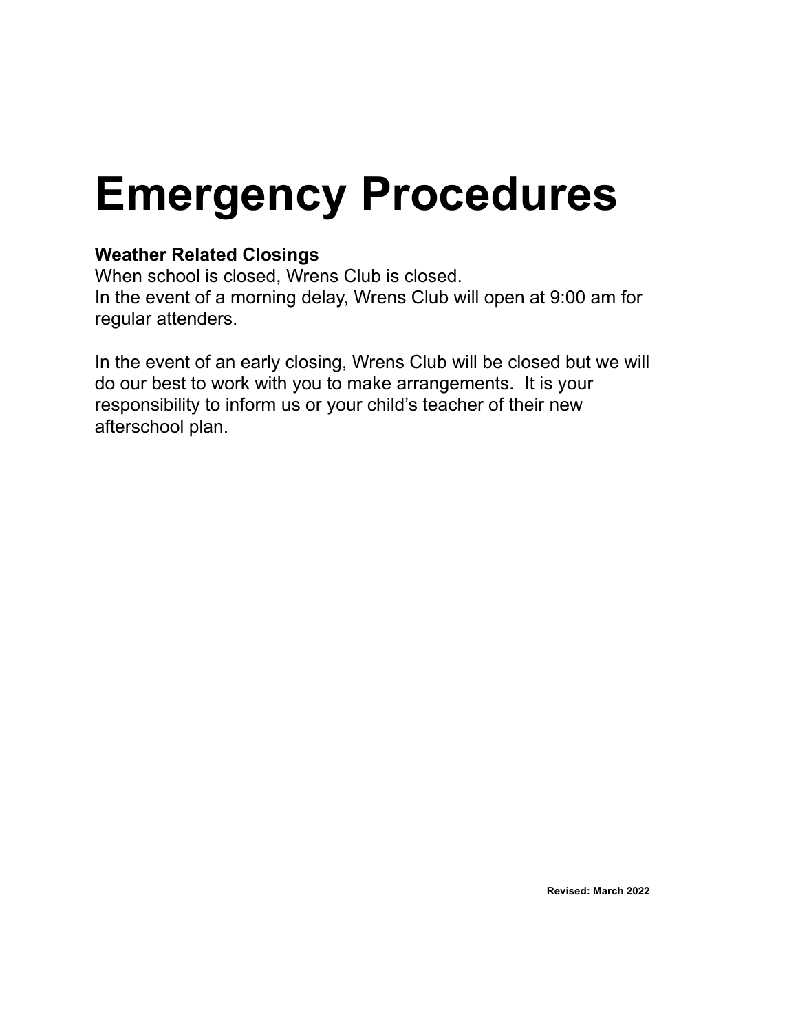# Emergency Procedures

**Weather Related Closings**
When school is closed, Wrens Club is closed.
In the event of a morning delay, Wrens Club will open at 9:00 am for regular attenders.

In the event of an early closing, Wrens Club will be closed but we will do our best to work with you to make arrangements. It is your responsibility to inform us or your child's teacher of their new afterschool plan.

**Revised: March 2022**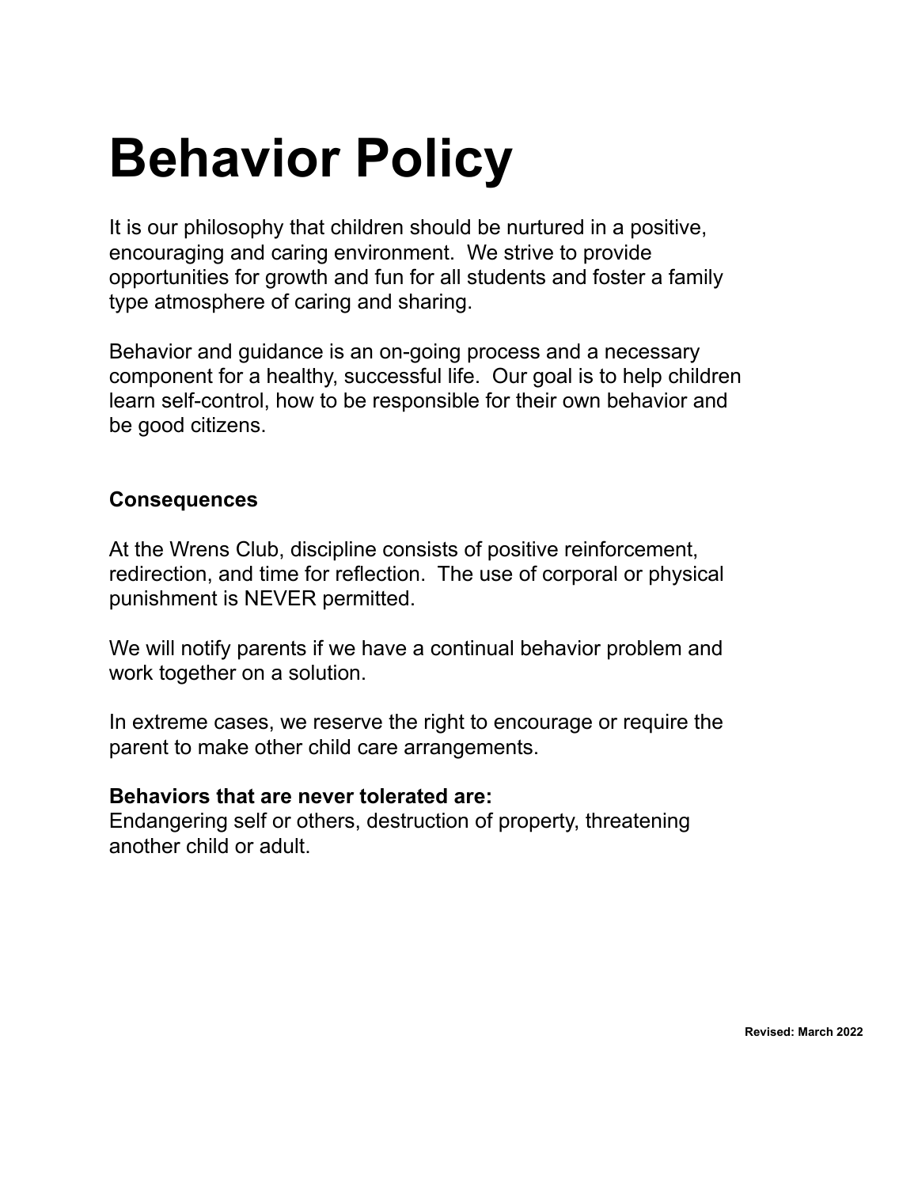# Behavior Policy

It is our philosophy that children should be nurtured in a positive, encouraging and caring environment. We strive to provide opportunities for growth and fun for all students and foster a family type atmosphere of caring and sharing.

Behavior and guidance is an on-going process and a necessary component for a healthy, successful life. Our goal is to help children learn self-control, how to be responsible for their own behavior and be good citizens.

**Consequences**

At the Wrens Club, discipline consists of positive reinforcement, redirection, and time for reflection. The use of corporal or physical punishment is NEVER permitted.

We will notify parents if we have a continual behavior problem and work together on a solution.

In extreme cases, we reserve the right to encourage or require the parent to make other child care arrangements.

**Behaviors that are never tolerated are:**
Endangering self or others, destruction of property, threatening another child or adult.

**Revised: March 2022**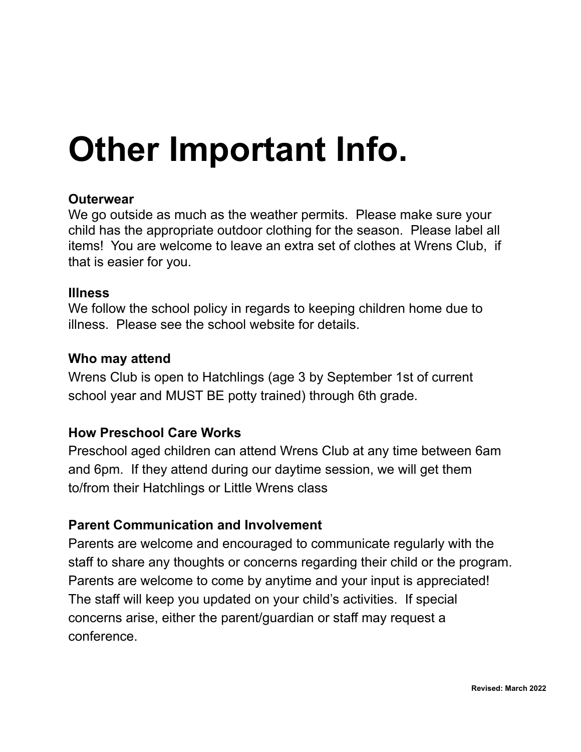# Other Important Info.

**Outerwear**
We go outside as much as the weather permits. Please make sure your child has the appropriate outdoor clothing for the season. Please label all items! You are welcome to leave an extra set of clothes at Wrens Club, if that is easier for you.

**Illness**
We follow the school policy in regards to keeping children home due to illness. Please see the school website for details.

**Who may attend**
Wrens Club is open to Hatchlings (age 3 by September 1st of current school year and MUST BE potty trained) through 6th grade.

**How Preschool Care Works**
Preschool aged children can attend Wrens Club at any time between 6am and 6pm. If they attend during our daytime session, we will get them to/from their Hatchlings or Little Wrens class

**Parent Communication and Involvement**
Parents are welcome and encouraged to communicate regularly with the staff to share any thoughts or concerns regarding their child or the program. Parents are welcome to come by anytime and your input is appreciated! The staff will keep you updated on your child's activities. If special concerns arise, either the parent/guardian or staff may request a conference.

**Revised: March 2022**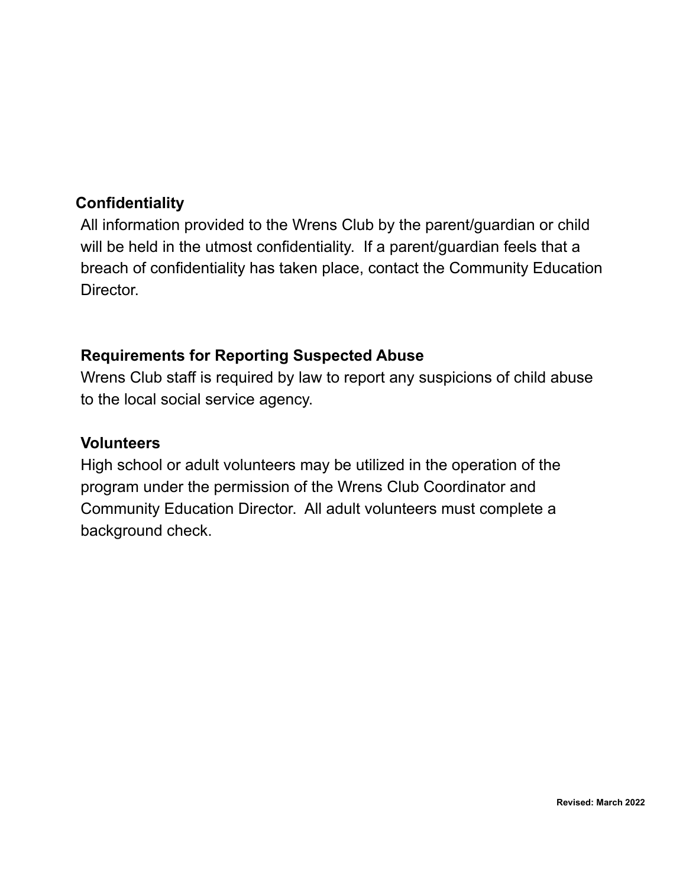## Confidentiality

All information provided to the Wrens Club by the parent/guardian or child will be held in the utmost confidentiality. If a parent/guardian feels that a breach of confidentiality has taken place, contact the Community Education Director.

## Requirements for Reporting Suspected Abuse

Wrens Club staff is required by law to report any suspicions of child abuse to the local social service agency.

## Volunteers

High school or adult volunteers may be utilized in the operation of the program under the permission of the Wrens Club Coordinator and Community Education Director. All adult volunteers must complete a background check.

**Revised: March 2022**